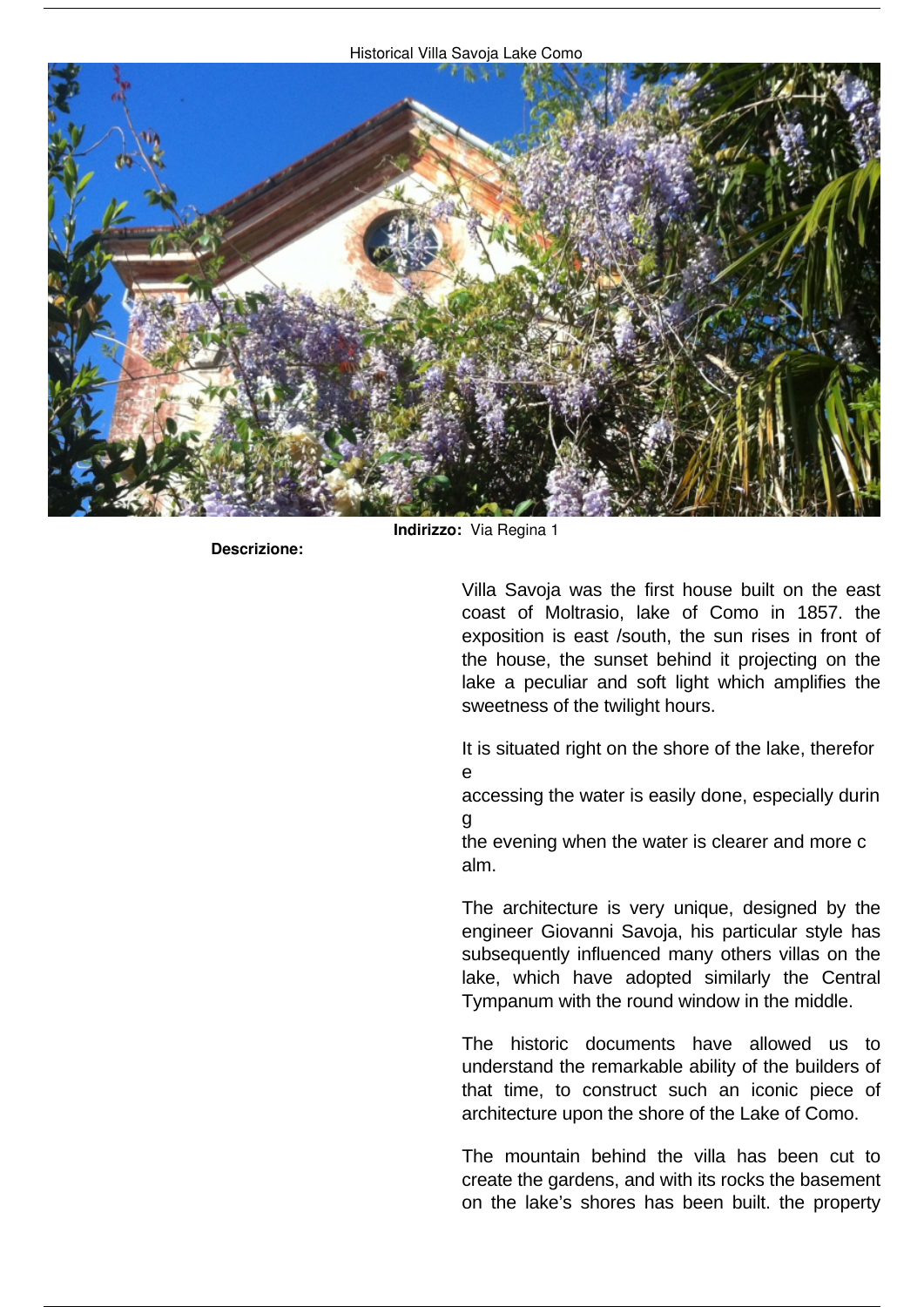Historical Villa Savoja Lake Como

**Indirizzo:** Via Regina 1

**Descrizione:**

Villa Savoja was the first house built on the east coast of Moltrasio, lake of Como in 1857. the exposition is east /south, the sun rises in front of the house, the sunset behind it projecting on the lake a peculiar and soft light which amplifies the sweetness of the twilight hours.

It is situated right on the shore of the lake, therefore accessing the water is easily done, especially during the evening when the water is clearer and more calm.

The architecture is very unique, designed by the engineer Giovanni Savoja, his particular style has subsequently influenced many others villas on the lake, which have adopted similarly the Central Tympanum with the round window in the middle.

The historic documents have allowed us to understand the remarkable ability of the builders of that time, to construct such an iconic piece of architecture upon the shore of the Lake of Como.

The mountain behind the villa has been cut to create the gardens, and with its rocks the basement on the lake's shores has been built. the property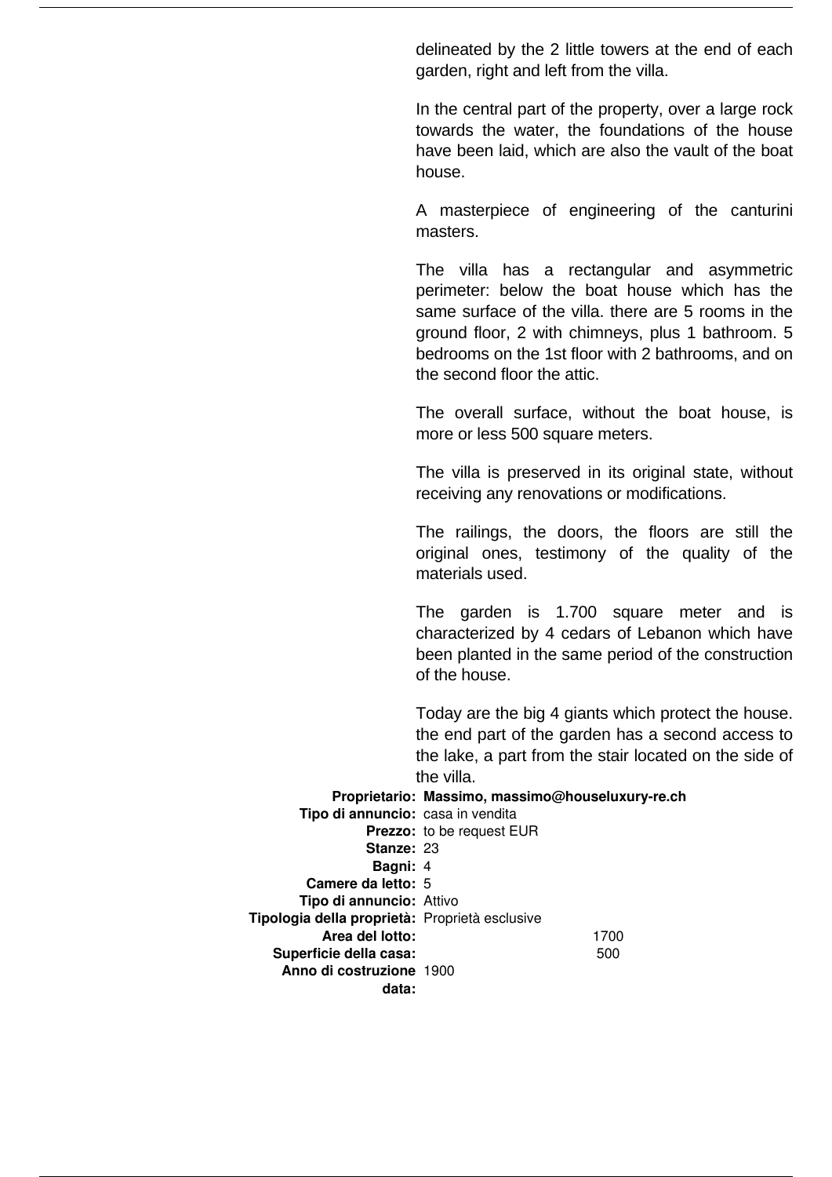delineated by the 2 little towers at the end of each garden, right and left from the villa.

In the central part of the property, over a large rock towards the water, the foundations of the house have been laid, which are also the vault of the boat house.

A masterpiece of engineering of the canturini masters.

The villa has a rectangular and asymmetric perimeter: below the boat house which has the same surface of the villa. there are 5 rooms in the ground floor, 2 with chimneys, plus 1 bathroom. 5 bedrooms on the 1st floor with 2 bathrooms, and on the second floor the attic.

The overall surface, without the boat house, is more or less 500 square meters.

The villa is preserved in its original state, without receiving any renovations or modifications.

The railings, the doors, the floors are still the original ones, testimony of the quality of the materials used.

The garden is 1.700 square meter and is characterized by 4 cedars of Lebanon which have been planted in the same period of the construction of the house.

Today are the big 4 giants which protect the house. the end part of the garden has a second access to the lake, a part from the stair located on the side of the villa.

| | |
|---|---|
| **Proprietario:** | **Massimo, massimo@houseluxury-re.ch** |
| **Tipo di annuncio:** | casa in vendita |
| **Prezzo:** | to be request EUR |
| **Stanze:** | 23 |
| **Bagni:** | 4 |
| **Camere da letto:** | 5 |
| **Tipo di annuncio:** | Attivo |
| **Tipologia della proprietà:** | Proprietà esclusive |
| **Area del lotto:** | 1700 |
| **Superficie della casa:** | 500 |
| **Anno di costruzione data:** | 1900 |